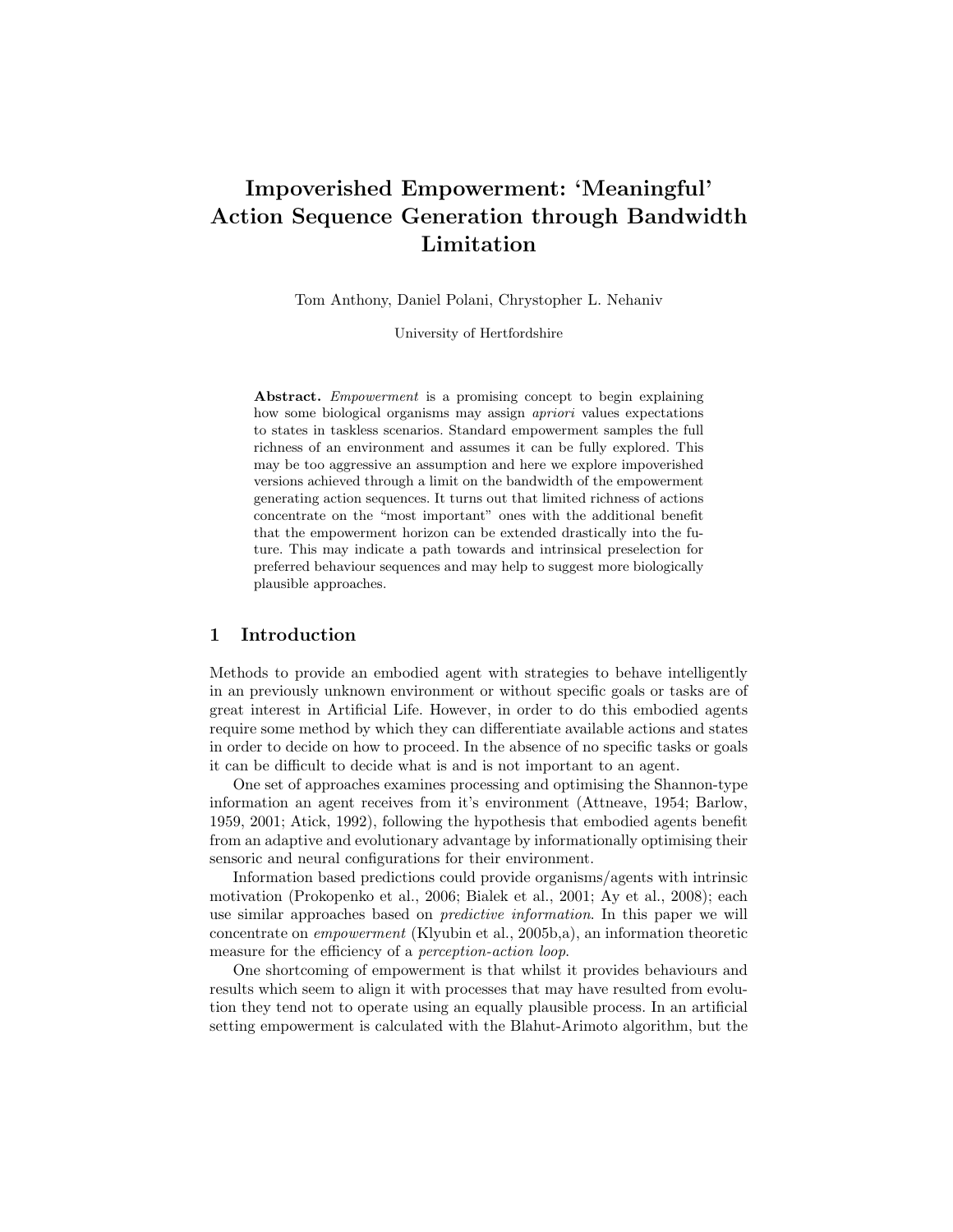# Impoverished Empowerment: 'Meaningful' Action Sequence Generation through Bandwidth Limitation

Tom Anthony, Daniel Polani, Chrystopher L. Nehaniv

University of Hertfordshire

**Abstract.** *Empowerment* is a promising concept to begin explaining how some biological organisms may assign *apriori* values expectations to states in taskless scenarios. Standard empowerment samples the full richness of an environment and assumes it can be fully explored. This may be too aggressive an assumption and here we explore impoverished versions achieved through a limit on the bandwidth of the empowerment generating action sequences. It turns out that limited richness of actions concentrate on the "most important" ones with the additional benefit that the empowerment horizon can be extended drastically into the future. This may indicate a path towards and intrinsical preselection for preferred behaviour sequences and may help to suggest more biologically plausible approaches.

## 1 Introduction

Methods to provide an embodied agent with strategies to behave intelligently in an previously unknown environment or without specific goals or tasks are of great interest in Artificial Life. However, in order to do this embodied agents require some method by which they can differentiate available actions and states in order to decide on how to proceed. In the absence of no specific tasks or goals it can be difficult to decide what is and is not important to an agent.

One set of approaches examines processing and optimising the Shannon-type information an agent receives from it's environment (Attneave, 1954; Barlow, 1959, 2001; Atick, 1992), following the hypothesis that embodied agents benefit from an adaptive and evolutionary advantage by informationally optimising their sensoric and neural configurations for their environment.

Information based predictions could provide organisms/agents with intrinsic motivation (Prokopenko et al., 2006; Bialek et al., 2001; Ay et al., 2008); each use similar approaches based on *predictive information*. In this paper we will concentrate on *empowerment* (Klyubin et al., 2005b,a), an information theoretic measure for the efficiency of a *perception-action loop*.

One shortcoming of empowerment is that whilst it provides behaviours and results which seem to align it with processes that may have resulted from evolution they tend not to operate using an equally plausible process. In an artificial setting empowerment is calculated with the Blahut-Arimoto algorithm, but the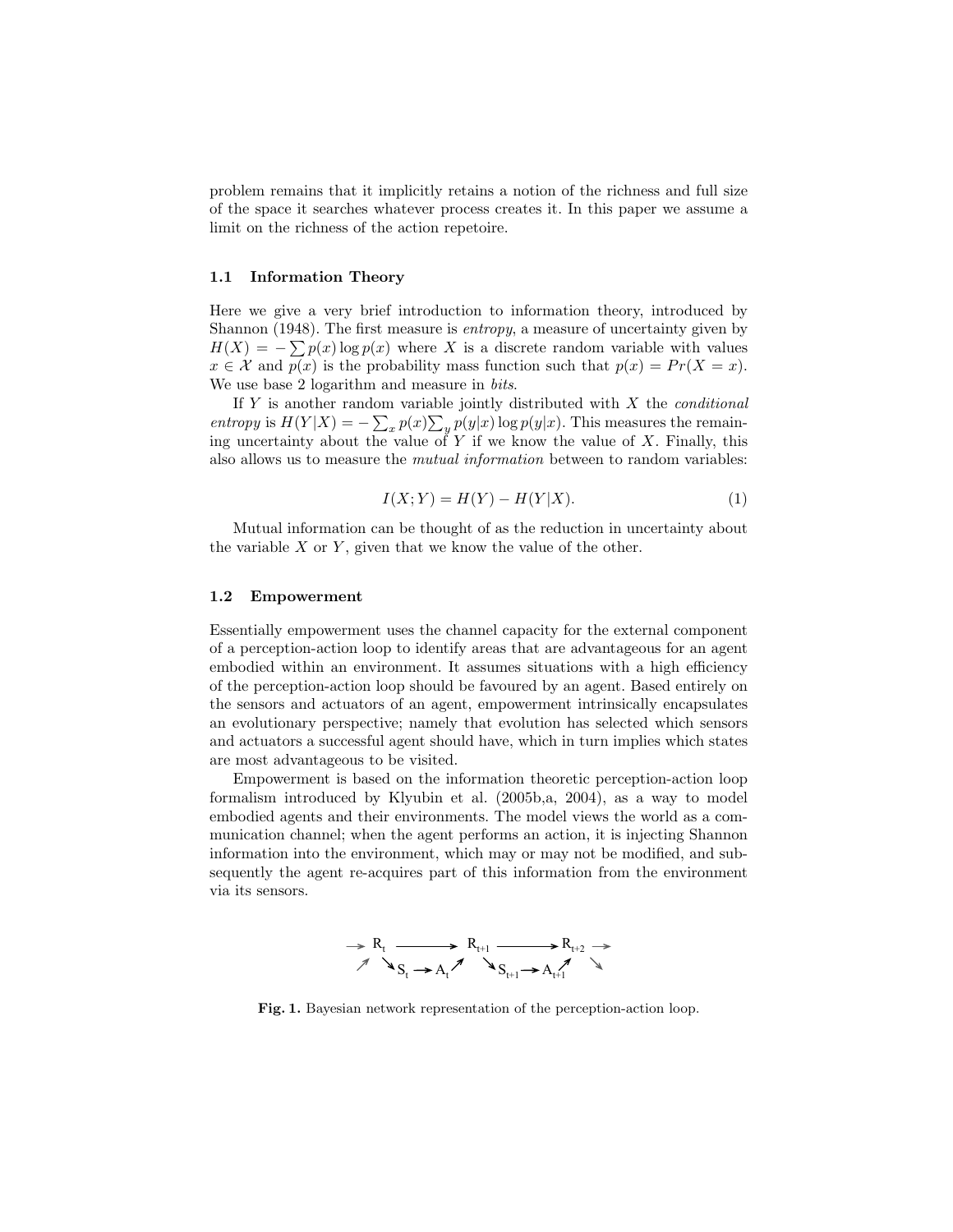problem remains that it implicitly retains a notion of the richness and full size of the space it searches whatever process creates it. In this paper we assume a limit on the richness of the action repetoire.

### 1.1 Information Theory

Here we give a very brief introduction to information theory, introduced by Shannon (1948). The first measure is *entropy*, a measure of uncertainty given by $H(X) = -\sum p(x) \log p(x)$ where $X$ is a discrete random variable with values $x \in \mathcal{X}$ and $p(x)$ is the probability mass function such that $p(x) = Pr(X = x)$. We use base 2 logarithm and measure in *bits*.

If $Y$ is another random variable jointly distributed with $X$ the *conditional entropy* is $H(Y|X) = -\sum_x p(x) \sum_y p(y|x) \log p(y|x)$. This measures the remaining uncertainty about the value of $Y$ if we know the value of $X$. Finally, this also allows us to measure the *mutual information* between to random variables:

$$I(X;Y) = H(Y) - H(Y|X). \tag{1}$$

Mutual information can be thought of as the reduction in uncertainty about the variable $X$ or $Y$, given that we know the value of the other.

### 1.2 Empowerment

Essentially empowerment uses the channel capacity for the external component of a perception-action loop to identify areas that are advantageous for an agent embodied within an environment. It assumes situations with a high efficiency of the perception-action loop should be favoured by an agent. Based entirely on the sensors and actuators of an agent, empowerment intrinsically encapsulates an evolutionary perspective; namely that evolution has selected which sensors and actuators a successful agent should have, which in turn implies which states are most advantageous to be visited.

Empowerment is based on the information theoretic perception-action loop formalism introduced by Klyubin et al. (2005b,a, 2004), as a way to model embodied agents and their environments. The model views the world as a communication channel; when the agent performs an action, it is injecting Shannon information into the environment, which may or may not be modified, and subsequently the agent re-acquires part of this information from the environment via its sensors.

$$\begin{array}{ccccccccc} \rightarrow R_t & \longrightarrow & & R_{t+1} & \longrightarrow & & R_{t+2} & \rightarrow \\ \nearrow & \searrow S_t \rightarrow A_t \nearrow & & \searrow S_{t+1} \rightarrow A_{t+1} \nearrow & & & & \searrow \end{array}$$

**Fig. 1.** Bayesian network representation of the perception-action loop.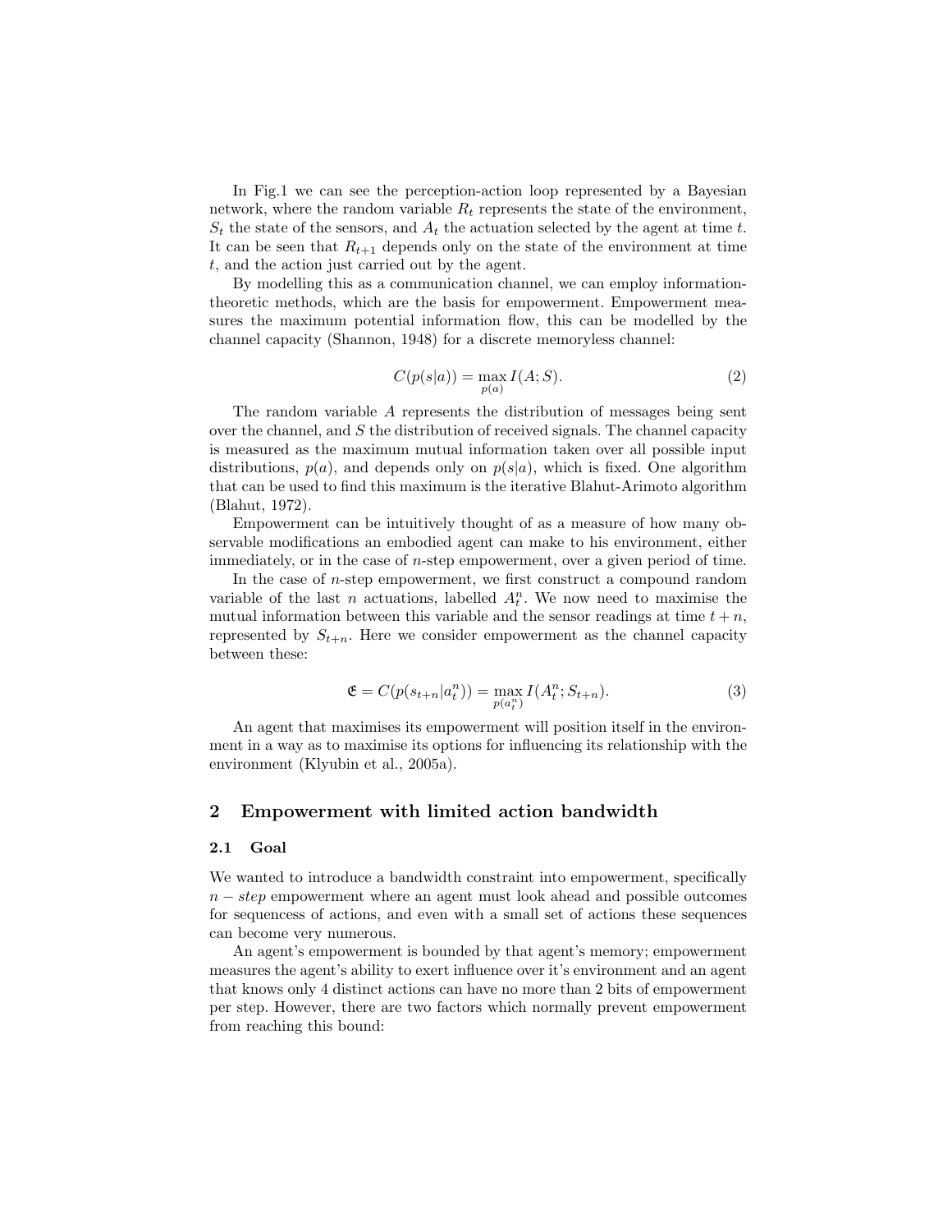In Fig.1 we can see the perception-action loop represented by a Bayesian network, where the random variable $R_t$ represents the state of the environment, $S_t$ the state of the sensors, and $A_t$ the actuation selected by the agent at time $t$. It can be seen that $R_{t+1}$ depends only on the state of the environment at time $t$, and the action just carried out by the agent.

By modelling this as a communication channel, we can employ information-theoretic methods, which are the basis for empowerment. Empowerment measures the maximum potential information flow, this can be modelled by the channel capacity (Shannon, 1948) for a discrete memoryless channel:

$$C(p(s|a)) = \max_{p(a)} I(A; S). \tag{2}$$

The random variable $A$ represents the distribution of messages being sent over the channel, and $S$ the distribution of received signals. The channel capacity is measured as the maximum mutual information taken over all possible input distributions, $p(a)$, and depends only on $p(s|a)$, which is fixed. One algorithm that can be used to find this maximum is the iterative Blahut-Arimoto algorithm (Blahut, 1972).

Empowerment can be intuitively thought of as a measure of how many observable modifications an embodied agent can make to his environment, either immediately, or in the case of $n$-step empowerment, over a given period of time.

In the case of $n$-step empowerment, we first construct a compound random variable of the last $n$ actuations, labelled $A_t^n$. We now need to maximise the mutual information between this variable and the sensor readings at time $t+n$, represented by $S_{t+n}$. Here we consider empowerment as the channel capacity between these:

$$\mathfrak{E} = C(p(s_{t+n}|a_t^n)) = \max_{p(a_t^n)} I(A_t^n; S_{t+n}). \tag{3}$$

An agent that maximises its empowerment will position itself in the environment in a way as to maximise its options for influencing its relationship with the environment (Klyubin et al., 2005a).

## 2 Empowerment with limited action bandwidth

### 2.1 Goal

We wanted to introduce a bandwidth constraint into empowerment, specifically $n-step$ empowerment where an agent must look ahead and possible outcomes for sequencess of actions, and even with a small set of actions these sequences can become very numerous.

An agent's empowerment is bounded by that agent's memory; empowerment measures the agent's ability to exert influence over it's environment and an agent that knows only 4 distinct actions can have no more than 2 bits of empowerment per step. However, there are two factors which normally prevent empowerment from reaching this bound: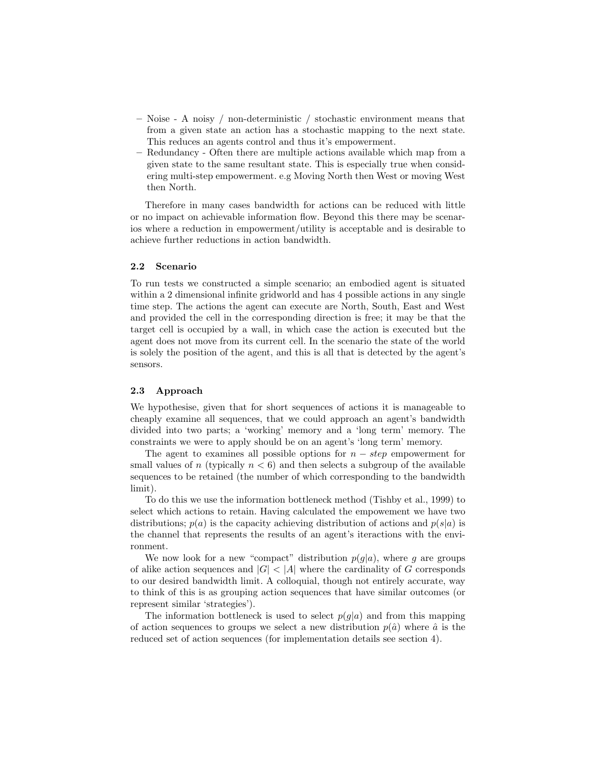– Noise - A noisy / non-deterministic / stochastic environment means that from a given state an action has a stochastic mapping to the next state. This reduces an agents control and thus it's empowerment.
– Redundancy - Often there are multiple actions available which map from a given state to the same resultant state. This is especially true when considering multi-step empowerment. e.g Moving North then West or moving West then North.

Therefore in many cases bandwidth for actions can be reduced with little or no impact on achievable information flow. Beyond this there may be scenarios where a reduction in empowerment/utility is acceptable and is desirable to achieve further reductions in action bandwidth.

### 2.2 Scenario

To run tests we constructed a simple scenario; an embodied agent is situated within a 2 dimensional infinite gridworld and has 4 possible actions in any single time step. The actions the agent can execute are North, South, East and West and provided the cell in the corresponding direction is free; it may be that the target cell is occupied by a wall, in which case the action is executed but the agent does not move from its current cell. In the scenario the state of the world is solely the position of the agent, and this is all that is detected by the agent's sensors.

### 2.3 Approach

We hypothesise, given that for short sequences of actions it is manageable to cheaply examine all sequences, that we could approach an agent's bandwidth divided into two parts; a 'working' memory and a 'long term' memory. The constraints we were to apply should be on an agent's 'long term' memory.

The agent to examines all possible options for $n-step$ empowerment for small values of $n$ (typically $n < 6$) and then selects a subgroup of the available sequences to be retained (the number of which corresponding to the bandwidth limit).

To do this we use the information bottleneck method (Tishby et al., 1999) to select which actions to retain. Having calculated the empowement we have two distributions; $p(a)$ is the capacity achieving distribution of actions and $p(s|a)$ is the channel that represents the results of an agent's iteractions with the environment.

We now look for a new "compact" distribution $p(g|a)$, where $g$ are groups of alike action sequences and $|G| < |A|$ where the cardinality of $G$ corresponds to our desired bandwidth limit. A colloquial, though not entirely accurate, way to think of this is as grouping action sequences that have similar outcomes (or represent similar 'strategies').

The information bottleneck is used to select $p(g|a)$ and from this mapping of action sequences to groups we select a new distribution $p(\hat{a})$ where $\hat{a}$ is the reduced set of action sequences (for implementation details see section 4).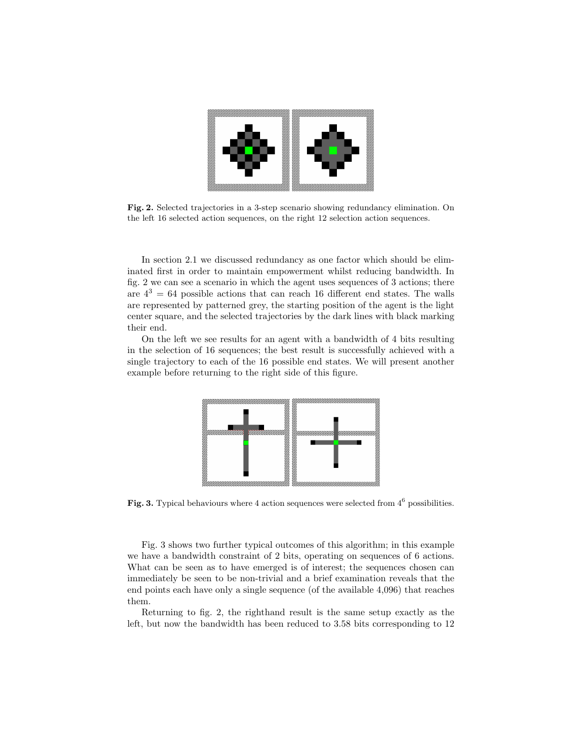**Fig. 2.** Selected trajectories in a 3-step scenario showing redundancy elimination. On the left 16 selected action sequences, on the right 12 selection action sequences.

In section 2.1 we discussed redundancy as one factor which should be eliminated first in order to maintain empowerment whilst reducing bandwidth. In fig. 2 we can see a scenario in which the agent uses sequences of 3 actions; there are $4^3 = 64$ possible actions that can reach 16 different end states. The walls are represented by patterned grey, the starting position of the agent is the light center square, and the selected trajectories by the dark lines with black marking their end.

On the left we see results for an agent with a bandwidth of 4 bits resulting in the selection of 16 sequences; the best result is successfully achieved with a single trajectory to each of the 16 possible end states. We will present another example before returning to the right side of this figure.

**Fig. 3.** Typical behaviours where 4 action sequences were selected from $4^6$ possibilities.

Fig. 3 shows two further typical outcomes of this algorithm; in this example we have a bandwidth constraint of 2 bits, operating on sequences of 6 actions. What can be seen as to have emerged is of interest; the sequences chosen can immediately be seen to be non-trivial and a brief examination reveals that the end points each have only a single sequence (of the available 4,096) that reaches them.

Returning to fig. 2, the righthand result is the same setup exactly as the left, but now the bandwidth has been reduced to 3.58 bits corresponding to 12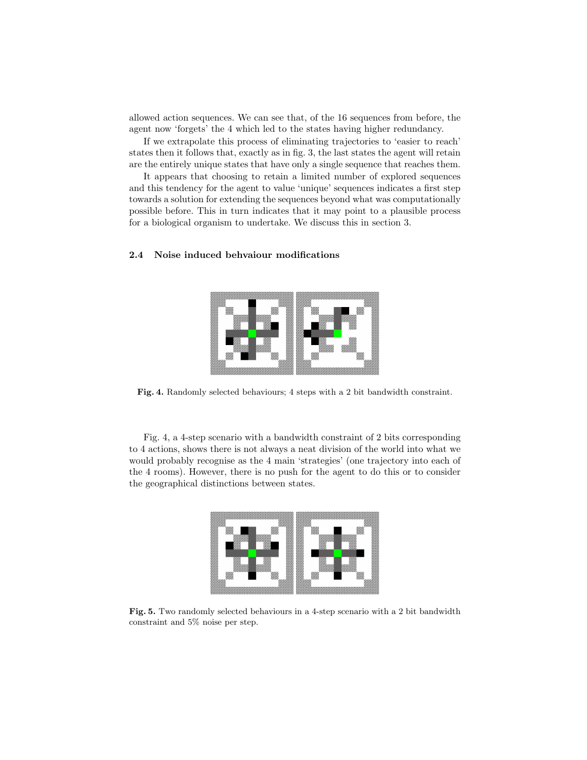allowed action sequences. We can see that, of the 16 sequences from before, the agent now 'forgets' the 4 which led to the states having higher redundancy.

If we extrapolate this process of eliminating trajectories to 'easier to reach' states then it follows that, exactly as in fig. 3, the last states the agent will retain are the entirely unique states that have only a single sequence that reaches them.

It appears that choosing to retain a limited number of explored sequences and this tendency for the agent to value 'unique' sequences indicates a first step towards a solution for extending the sequences beyond what was computationally possible before. This in turn indicates that it may point to a plausible process for a biological organism to undertake. We discuss this in section 3.

### 2.4 Noise induced behvaiour modifications

**Fig. 4.** Randomly selected behaviours; 4 steps with a 2 bit bandwidth constraint.

Fig. 4, a 4-step scenario with a bandwidth constraint of 2 bits corresponding to 4 actions, shows there is not always a neat division of the world into what we would probably recognise as the 4 main 'strategies' (one trajectory into each of the 4 rooms). However, there is no push for the agent to do this or to consider the geographical distinctions between states.

**Fig. 5.** Two randomly selected behaviours in a 4-step scenario with a 2 bit bandwidth constraint and 5% noise per step.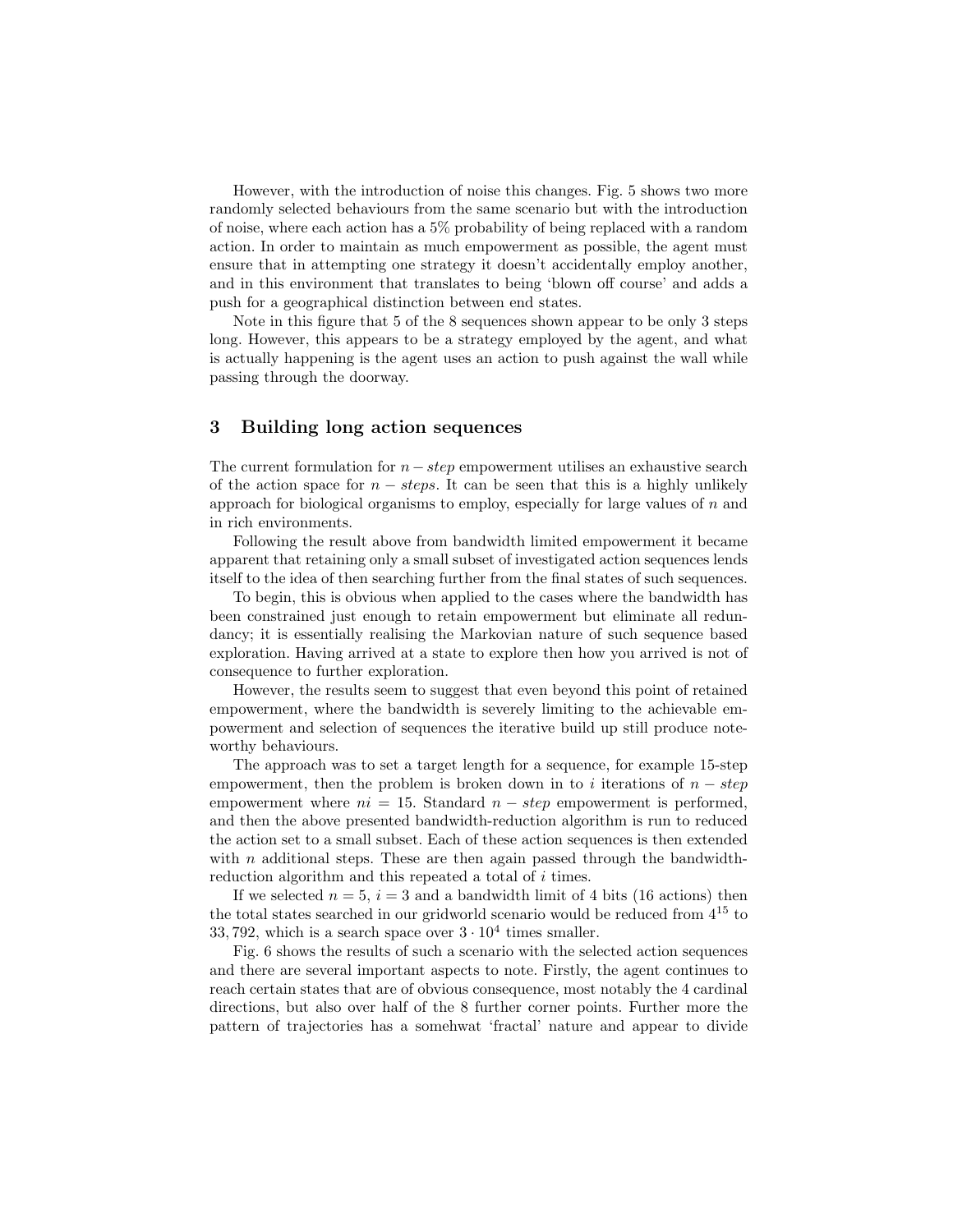However, with the introduction of noise this changes. Fig. 5 shows two more randomly selected behaviours from the same scenario but with the introduction of noise, where each action has a 5% probability of being replaced with a random action. In order to maintain as much empowerment as possible, the agent must ensure that in attempting one strategy it doesn't accidentally employ another, and in this environment that translates to being 'blown off course' and adds a push for a geographical distinction between end states.

Note in this figure that 5 of the 8 sequences shown appear to be only 3 steps long. However, this appears to be a strategy employed by the agent, and what is actually happening is the agent uses an action to push against the wall while passing through the doorway.

## 3 Building long action sequences

The current formulation for $n-step$ empowerment utilises an exhaustive search of the action space for $n-steps$. It can be seen that this is a highly unlikely approach for biological organisms to employ, especially for large values of $n$ and in rich environments.

Following the result above from bandwidth limited empowerment it became apparent that retaining only a small subset of investigated action sequences lends itself to the idea of then searching further from the final states of such sequences.

To begin, this is obvious when applied to the cases where the bandwidth has been constrained just enough to retain empowerment but eliminate all redundancy; it is essentially realising the Markovian nature of such sequence based exploration. Having arrived at a state to explore then how you arrived is not of consequence to further exploration.

However, the results seem to suggest that even beyond this point of retained empowerment, where the bandwidth is severely limiting to the achievable empowerment and selection of sequences the iterative build up still produce noteworthy behaviours.

The approach was to set a target length for a sequence, for example 15-step empowerment, then the problem is broken down in to $i$ iterations of $n-step$ empowerment where $ni = 15$. Standard $n-step$ empowerment is performed, and then the above presented bandwidth-reduction algorithm is run to reduced the action set to a small subset. Each of these action sequences is then extended with $n$ additional steps. These are then again passed through the bandwidth-reduction algorithm and this repeated a total of $i$ times.

If we selected $n = 5$, $i = 3$ and a bandwidth limit of 4 bits (16 actions) then the total states searched in our gridworld scenario would be reduced from $4^{15}$ to $33,792$, which is a search space over $3 \cdot 10^4$ times smaller.

Fig. 6 shows the results of such a scenario with the selected action sequences and there are several important aspects to note. Firstly, the agent continues to reach certain states that are of obvious consequence, most notably the 4 cardinal directions, but also over half of the 8 further corner points. Further more the pattern of trajectories has a somehwat 'fractal' nature and appear to divide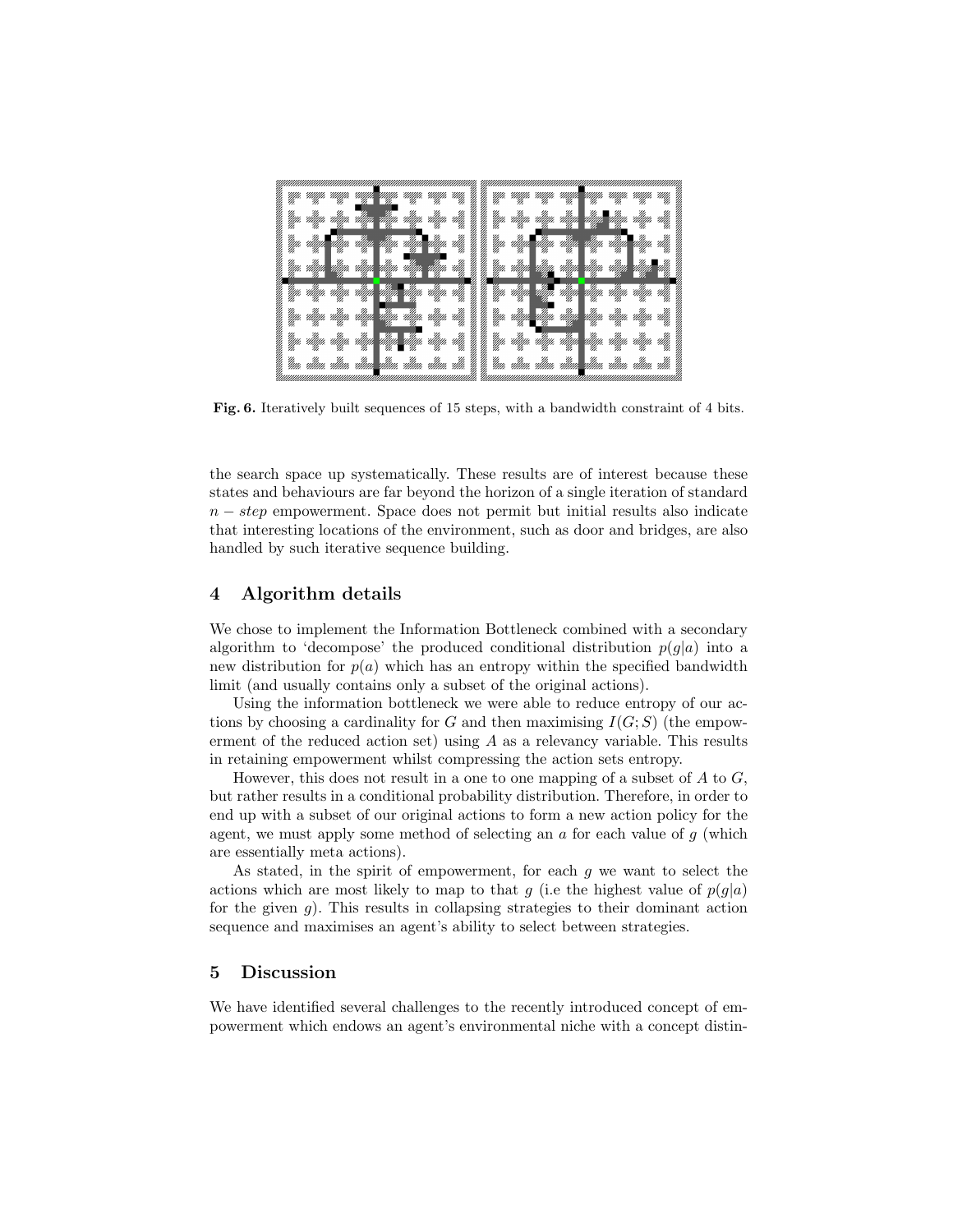Fig. 6. Iteratively built sequences of 15 steps, with a bandwidth constraint of 4 bits.

the search space up systematically. These results are of interest because these states and behaviours are far beyond the horizon of a single iteration of standard $n-step$ empowerment. Space does not permit but initial results also indicate that interesting locations of the environment, such as door and bridges, are also handled by such iterative sequence building.

## 4 Algorithm details

We chose to implement the Information Bottleneck combined with a secondary algorithm to 'decompose' the produced conditional distribution $p(g|a)$ into a new distribution for $p(a)$ which has an entropy within the specified bandwidth limit (and usually contains only a subset of the original actions).

Using the information bottleneck we were able to reduce entropy of our actions by choosing a cardinality for $G$ and then maximising $I(G;S)$ (the empowerment of the reduced action set) using $A$ as a relevancy variable. This results in retaining empowerment whilst compressing the action sets entropy.

However, this does not result in a one to one mapping of a subset of $A$ to $G$, but rather results in a conditional probability distribution. Therefore, in order to end up with a subset of our original actions to form a new action policy for the agent, we must apply some method of selecting an $a$ for each value of $g$ (which are essentially meta actions).

As stated, in the spirit of empowerment, for each $g$ we want to select the actions which are most likely to map to that $g$ (i.e the highest value of $p(g|a)$ for the given $g$). This results in collapsing strategies to their dominant action sequence and maximises an agent's ability to select between strategies.

## 5 Discussion

We have identified several challenges to the recently introduced concept of empowerment which endows an agent's environmental niche with a concept distin-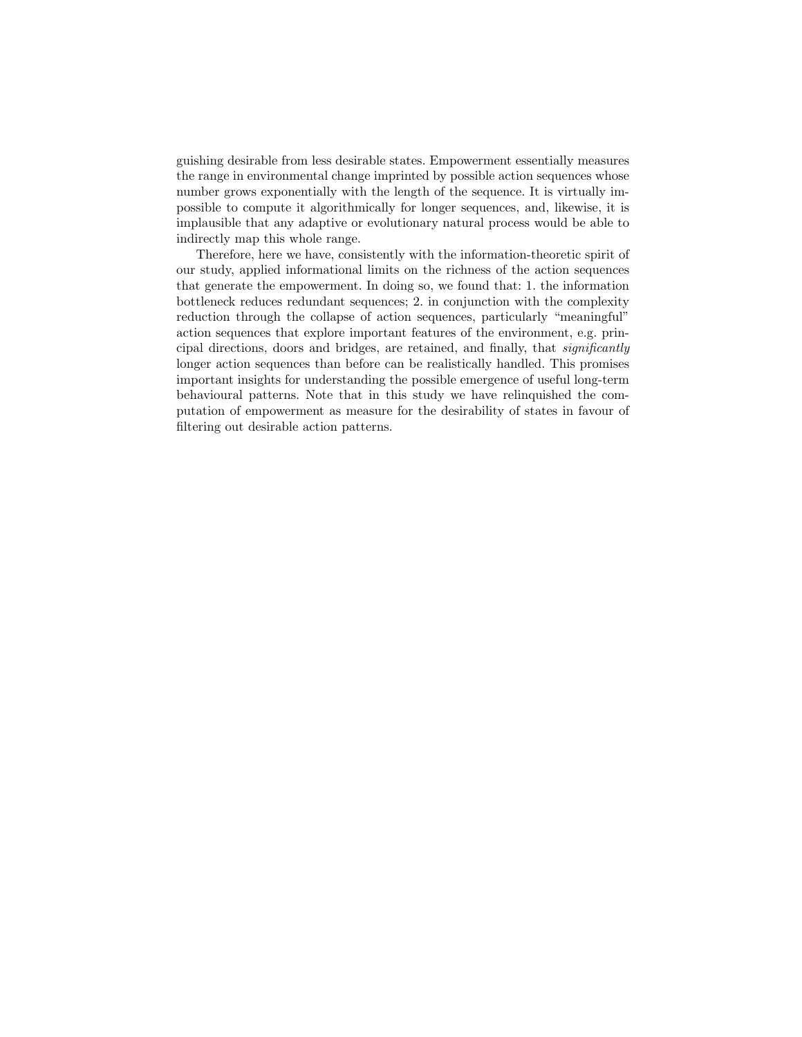guishing desirable from less desirable states. Empowerment essentially measures the range in environmental change imprinted by possible action sequences whose number grows exponentially with the length of the sequence. It is virtually impossible to compute it algorithmically for longer sequences, and, likewise, it is implausible that any adaptive or evolutionary natural process would be able to indirectly map this whole range.

Therefore, here we have, consistently with the information-theoretic spirit of our study, applied informational limits on the richness of the action sequences that generate the empowerment. In doing so, we found that: 1. the information bottleneck reduces redundant sequences; 2. in conjunction with the complexity reduction through the collapse of action sequences, particularly "meaningful" action sequences that explore important features of the environment, e.g. principal directions, doors and bridges, are retained, and finally, that *significantly* longer action sequences than before can be realistically handled. This promises important insights for understanding the possible emergence of useful long-term behavioural patterns. Note that in this study we have relinquished the computation of empowerment as measure for the desirability of states in favour of filtering out desirable action patterns.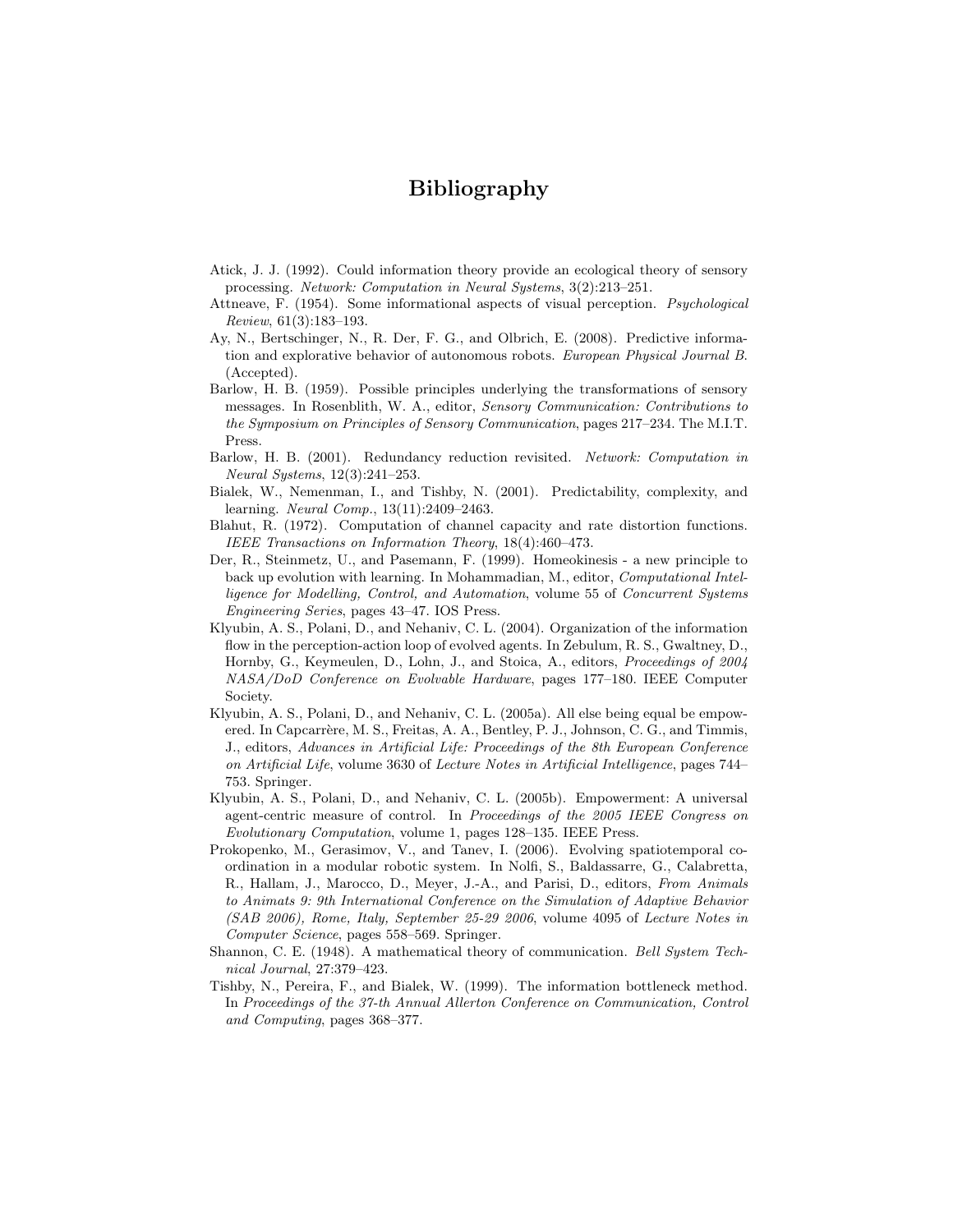# Bibliography

Atick, J. J. (1992). Could information theory provide an ecological theory of sensory processing. *Network: Computation in Neural Systems*, 3(2):213–251.

Attneave, F. (1954). Some informational aspects of visual perception. *Psychological Review*, 61(3):183–193.

Ay, N., Bertschinger, N., R. Der, F. G., and Olbrich, E. (2008). Predictive information and explorative behavior of autonomous robots. *European Physical Journal B*. (Accepted).

Barlow, H. B. (1959). Possible principles underlying the transformations of sensory messages. In Rosenblith, W. A., editor, *Sensory Communication: Contributions to the Symposium on Principles of Sensory Communication*, pages 217–234. The M.I.T. Press.

Barlow, H. B. (2001). Redundancy reduction revisited. *Network: Computation in Neural Systems*, 12(3):241–253.

Bialek, W., Nemenman, I., and Tishby, N. (2001). Predictability, complexity, and learning. *Neural Comp.*, 13(11):2409–2463.

Blahut, R. (1972). Computation of channel capacity and rate distortion functions. *IEEE Transactions on Information Theory*, 18(4):460–473.

Der, R., Steinmetz, U., and Pasemann, F. (1999). Homeokinesis - a new principle to back up evolution with learning. In Mohammadian, M., editor, *Computational Intelligence for Modelling, Control, and Automation*, volume 55 of *Concurrent Systems Engineering Series*, pages 43–47. IOS Press.

Klyubin, A. S., Polani, D., and Nehaniv, C. L. (2004). Organization of the information flow in the perception-action loop of evolved agents. In Zebulum, R. S., Gwaltney, D., Hornby, G., Keymeulen, D., Lohn, J., and Stoica, A., editors, *Proceedings of 2004 NASA/DoD Conference on Evolvable Hardware*, pages 177–180. IEEE Computer Society.

Klyubin, A. S., Polani, D., and Nehaniv, C. L. (2005a). All else being equal be empowered. In Capcarrère, M. S., Freitas, A. A., Bentley, P. J., Johnson, C. G., and Timmis, J., editors, *Advances in Artificial Life: Proceedings of the 8th European Conference on Artificial Life*, volume 3630 of *Lecture Notes in Artificial Intelligence*, pages 744–753. Springer.

Klyubin, A. S., Polani, D., and Nehaniv, C. L. (2005b). Empowerment: A universal agent-centric measure of control. In *Proceedings of the 2005 IEEE Congress on Evolutionary Computation*, volume 1, pages 128–135. IEEE Press.

Prokopenko, M., Gerasimov, V., and Tanev, I. (2006). Evolving spatiotemporal coordination in a modular robotic system. In Nolfi, S., Baldassarre, G., Calabretta, R., Hallam, J., Marocco, D., Meyer, J.-A., and Parisi, D., editors, *From Animals to Animats 9: 9th International Conference on the Simulation of Adaptive Behavior (SAB 2006), Rome, Italy, September 25-29 2006*, volume 4095 of *Lecture Notes in Computer Science*, pages 558–569. Springer.

Shannon, C. E. (1948). A mathematical theory of communication. *Bell System Technical Journal*, 27:379–423.

Tishby, N., Pereira, F., and Bialek, W. (1999). The information bottleneck method. In *Proceedings of the 37-th Annual Allerton Conference on Communication, Control and Computing*, pages 368–377.